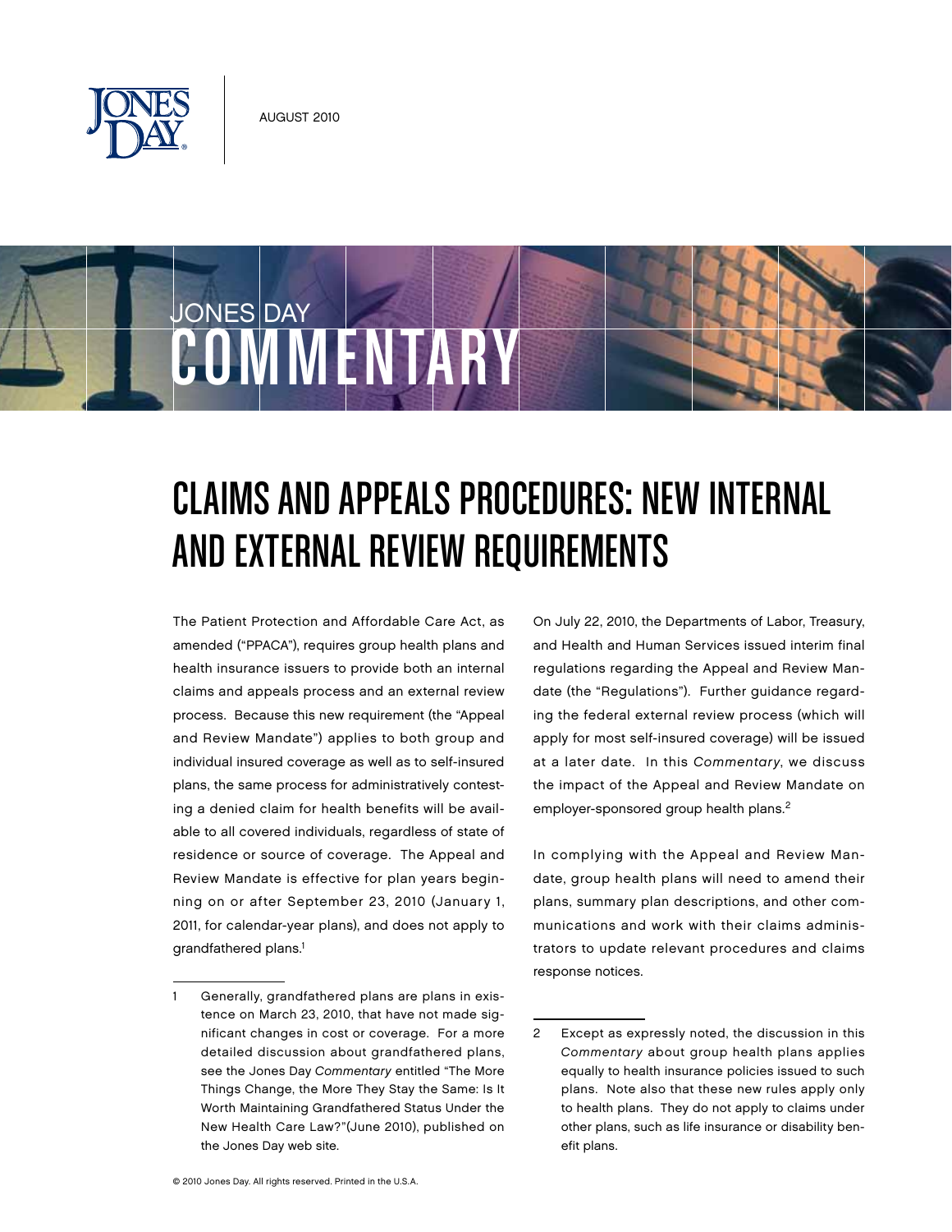AUGUST 2010

JONES DAY COMMENTARY

# CLAIMS AND APPEALS PROCEDURES: NEW INTERNAL AND EXTERNAL REVIEW REQUIREMENTS

The Patient Protection and Affordable Care Act, as amended ("PPACA"), requires group health plans and health insurance issuers to provide both an internal claims and appeals process and an external review process. Because this new requirement (the "Appeal and Review Mandate") applies to both group and individual insured coverage as well as to self-insured plans, the same process for administratively contesting a denied claim for health benefits will be available to all covered individuals, regardless of state of residence or source of coverage. The Appeal and Review Mandate is effective for plan years beginning on or after September 23, 2010 (January 1, 2011, for calendar-year plans), and does not apply to grandfathered plans.[1]

On July 22, 2010, the Departments of Labor, Treasury, and Health and Human Services issued interim final regulations regarding the Appeal and Review Mandate (the "Regulations"). Further guidance regarding the federal external review process (which will apply for most self-insured coverage) will be issued at a later date. In this *Commentary*, we discuss the impact of the Appeal and Review Mandate on employer-sponsored group health plans.[2]

In complying with the Appeal and Review Mandate, group health plans will need to amend their plans, summary plan descriptions, and other communications and work with their claims administrators to update relevant procedures and claims response notices.

---

1 Generally, grandfathered plans are plans in existence on March 23, 2010, that have not made significant changes in cost or coverage. For a more detailed discussion about grandfathered plans, see the Jones Day *Commentary* entitled "The More Things Change, the More They Stay the Same: Is It Worth Maintaining Grandfathered Status Under the New Health Care Law?"(June 2010), published on the Jones Day web site.

2 Except as expressly noted, the discussion in this *Commentary* about group health plans applies equally to health insurance policies issued to such plans. Note also that these new rules apply only to health plans. They do not apply to claims under other plans, such as life insurance or disability benefit plans.

© 2010 Jones Day. All rights reserved. Printed in the U.S.A.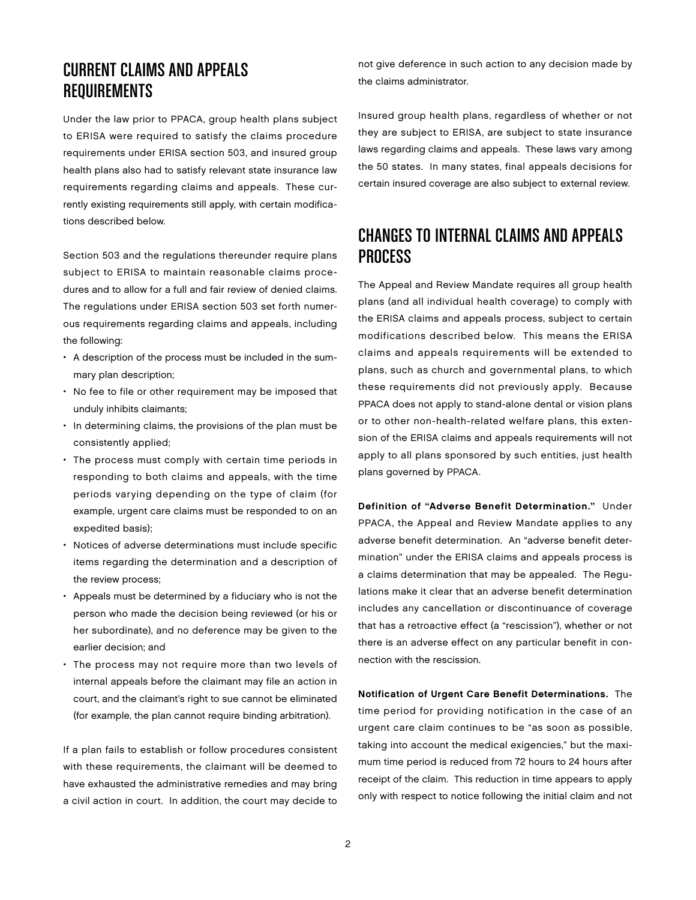## CURRENT CLAIMS AND APPEALS REQUIREMENTS

Under the law prior to PPACA, group health plans subject to ERISA were required to satisfy the claims procedure requirements under ERISA section 503, and insured group health plans also had to satisfy relevant state insurance law requirements regarding claims and appeals. These currently existing requirements still apply, with certain modifications described below.

Section 503 and the regulations thereunder require plans subject to ERISA to maintain reasonable claims procedures and to allow for a full and fair review of denied claims. The regulations under ERISA section 503 set forth numerous requirements regarding claims and appeals, including the following:

- A description of the process must be included in the summary plan description;
- No fee to file or other requirement may be imposed that unduly inhibits claimants;
- In determining claims, the provisions of the plan must be consistently applied;
- The process must comply with certain time periods in responding to both claims and appeals, with the time periods varying depending on the type of claim (for example, urgent care claims must be responded to on an expedited basis);
- Notices of adverse determinations must include specific items regarding the determination and a description of the review process;
- Appeals must be determined by a fiduciary who is not the person who made the decision being reviewed (or his or her subordinate), and no deference may be given to the earlier decision; and
- The process may not require more than two levels of internal appeals before the claimant may file an action in court, and the claimant's right to sue cannot be eliminated (for example, the plan cannot require binding arbitration).

If a plan fails to establish or follow procedures consistent with these requirements, the claimant will be deemed to have exhausted the administrative remedies and may bring a civil action in court. In addition, the court may decide to not give deference in such action to any decision made by the claims administrator.

Insured group health plans, regardless of whether or not they are subject to ERISA, are subject to state insurance laws regarding claims and appeals. These laws vary among the 50 states. In many states, final appeals decisions for certain insured coverage are also subject to external review.

## CHANGES TO INTERNAL CLAIMS AND APPEALS PROCESS

The Appeal and Review Mandate requires all group health plans (and all individual health coverage) to comply with the ERISA claims and appeals process, subject to certain modifications described below. This means the ERISA claims and appeals requirements will be extended to plans, such as church and governmental plans, to which these requirements did not previously apply. Because PPACA does not apply to stand-alone dental or vision plans or to other non-health-related welfare plans, this extension of the ERISA claims and appeals requirements will not apply to all plans sponsored by such entities, just health plans governed by PPACA.

**Definition of "Adverse Benefit Determination."** Under PPACA, the Appeal and Review Mandate applies to any adverse benefit determination. An "adverse benefit determination" under the ERISA claims and appeals process is a claims determination that may be appealed. The Regulations make it clear that an adverse benefit determination includes any cancellation or discontinuance of coverage that has a retroactive effect (a "rescission"), whether or not there is an adverse effect on any particular benefit in connection with the rescission.

**Notification of Urgent Care Benefit Determinations.** The time period for providing notification in the case of an urgent care claim continues to be "as soon as possible, taking into account the medical exigencies," but the maximum time period is reduced from 72 hours to 24 hours after receipt of the claim. This reduction in time appears to apply only with respect to notice following the initial claim and not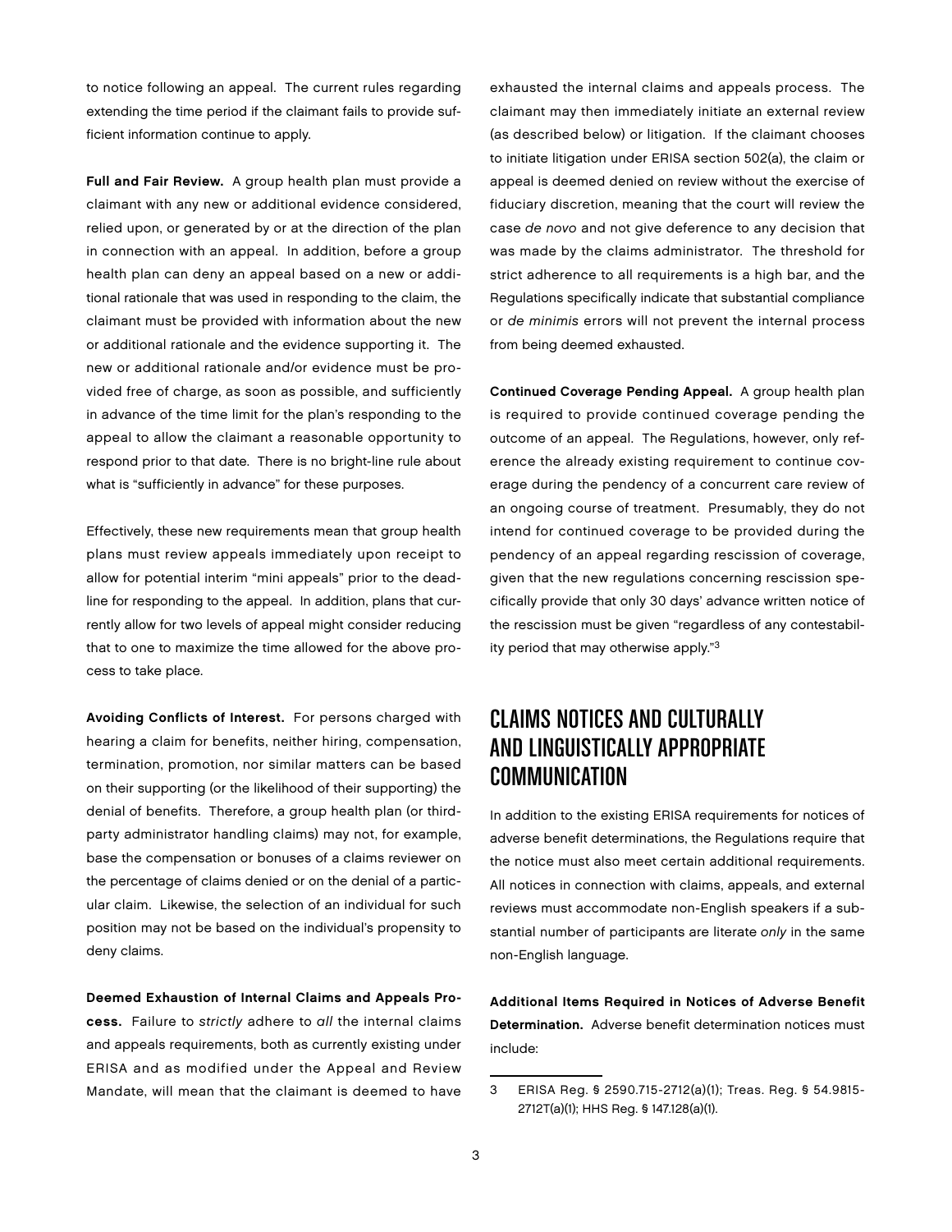to notice following an appeal. The current rules regarding extending the time period if the claimant fails to provide sufficient information continue to apply.

**Full and Fair Review.** A group health plan must provide a claimant with any new or additional evidence considered, relied upon, or generated by or at the direction of the plan in connection with an appeal. In addition, before a group health plan can deny an appeal based on a new or additional rationale that was used in responding to the claim, the claimant must be provided with information about the new or additional rationale and the evidence supporting it. The new or additional rationale and/or evidence must be provided free of charge, as soon as possible, and sufficiently in advance of the time limit for the plan's responding to the appeal to allow the claimant a reasonable opportunity to respond prior to that date. There is no bright-line rule about what is "sufficiently in advance" for these purposes.

Effectively, these new requirements mean that group health plans must review appeals immediately upon receipt to allow for potential interim "mini appeals" prior to the deadline for responding to the appeal. In addition, plans that currently allow for two levels of appeal might consider reducing that to one to maximize the time allowed for the above process to take place.

**Avoiding Conflicts of Interest.** For persons charged with hearing a claim for benefits, neither hiring, compensation, termination, promotion, nor similar matters can be based on their supporting (or the likelihood of their supporting) the denial of benefits. Therefore, a group health plan (or third-party administrator handling claims) may not, for example, base the compensation or bonuses of a claims reviewer on the percentage of claims denied or on the denial of a particular claim. Likewise, the selection of an individual for such position may not be based on the individual's propensity to deny claims.

**Deemed Exhaustion of Internal Claims and Appeals Process.** Failure to *strictly* adhere to *all* the internal claims and appeals requirements, both as currently existing under ERISA and as modified under the Appeal and Review Mandate, will mean that the claimant is deemed to have exhausted the internal claims and appeals process. The claimant may then immediately initiate an external review (as described below) or litigation. If the claimant chooses to initiate litigation under ERISA section 502(a), the claim or appeal is deemed denied on review without the exercise of fiduciary discretion, meaning that the court will review the case *de novo* and not give deference to any decision that was made by the claims administrator. The threshold for strict adherence to all requirements is a high bar, and the Regulations specifically indicate that substantial compliance or *de minimis* errors will not prevent the internal process from being deemed exhausted.

**Continued Coverage Pending Appeal.** A group health plan is required to provide continued coverage pending the outcome of an appeal. The Regulations, however, only reference the already existing requirement to continue coverage during the pendency of a concurrent care review of an ongoing course of treatment. Presumably, they do not intend for continued coverage to be provided during the pendency of an appeal regarding rescission of coverage, given that the new regulations concerning rescission specifically provide that only 30 days' advance written notice of the rescission must be given "regardless of any contestability period that may otherwise apply."[3]

## CLAIMS NOTICES AND CULTURALLY AND LINGUISTICALLY APPROPRIATE COMMUNICATION

In addition to the existing ERISA requirements for notices of adverse benefit determinations, the Regulations require that the notice must also meet certain additional requirements. All notices in connection with claims, appeals, and external reviews must accommodate non-English speakers if a substantial number of participants are literate *only* in the same non-English language.

**Additional Items Required in Notices of Adverse Benefit Determination.** Adverse benefit determination notices must include:

---

3 ERISA Reg. § 2590.715-2712(a)(1); Treas. Reg. § 54.9815-2712T(a)(1); HHS Reg. § 147.128(a)(1).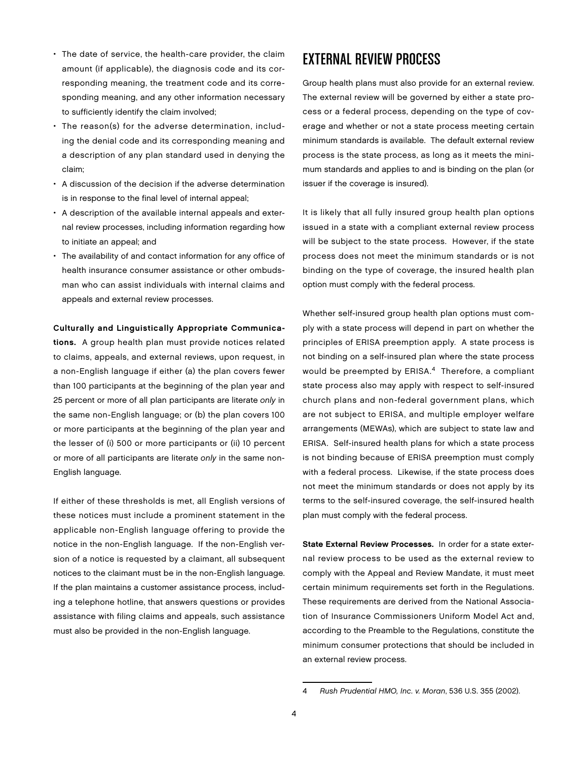- The date of service, the health-care provider, the claim amount (if applicable), the diagnosis code and its corresponding meaning, the treatment code and its corresponding meaning, and any other information necessary to sufficiently identify the claim involved;
- The reason(s) for the adverse determination, including the denial code and its corresponding meaning and a description of any plan standard used in denying the claim;
- A discussion of the decision if the adverse determination is in response to the final level of internal appeal;
- A description of the available internal appeals and external review processes, including information regarding how to initiate an appeal; and
- The availability of and contact information for any office of health insurance consumer assistance or other ombudsman who can assist individuals with internal claims and appeals and external review processes.

**Culturally and Linguistically Appropriate Communications.** A group health plan must provide notices related to claims, appeals, and external reviews, upon request, in a non-English language if either (a) the plan covers fewer than 100 participants at the beginning of the plan year and 25 percent or more of all plan participants are literate *only* in the same non-English language; or (b) the plan covers 100 or more participants at the beginning of the plan year and the lesser of (i) 500 or more participants or (ii) 10 percent or more of all participants are literate *only* in the same non-English language.

If either of these thresholds is met, all English versions of these notices must include a prominent statement in the applicable non-English language offering to provide the notice in the non-English language. If the non-English version of a notice is requested by a claimant, all subsequent notices to the claimant must be in the non-English language. If the plan maintains a customer assistance process, including a telephone hotline, that answers questions or provides assistance with filing claims and appeals, such assistance must also be provided in the non-English language.

## EXTERNAL REVIEW PROCESS

Group health plans must also provide for an external review. The external review will be governed by either a state process or a federal process, depending on the type of coverage and whether or not a state process meeting certain minimum standards is available. The default external review process is the state process, as long as it meets the minimum standards and applies to and is binding on the plan (or issuer if the coverage is insured).

It is likely that all fully insured group health plan options issued in a state with a compliant external review process will be subject to the state process. However, if the state process does not meet the minimum standards or is not binding on the type of coverage, the insured health plan option must comply with the federal process.

Whether self-insured group health plan options must comply with a state process will depend in part on whether the principles of ERISA preemption apply. A state process is not binding on a self-insured plan where the state process would be preempted by ERISA.[4] Therefore, a compliant state process also may apply with respect to self-insured church plans and non-federal government plans, which are not subject to ERISA, and multiple employer welfare arrangements (MEWAs), which are subject to state law and ERISA. Self-insured health plans for which a state process is not binding because of ERISA preemption must comply with a federal process. Likewise, if the state process does not meet the minimum standards or does not apply by its terms to the self-insured coverage, the self-insured health plan must comply with the federal process.

**State External Review Processes.** In order for a state external review process to be used as the external review to comply with the Appeal and Review Mandate, it must meet certain minimum requirements set forth in the Regulations. These requirements are derived from the National Association of Insurance Commissioners Uniform Model Act and, according to the Preamble to the Regulations, constitute the minimum consumer protections that should be included in an external review process.

---

4 *Rush Prudential HMO, Inc. v. Moran*, 536 U.S. 355 (2002).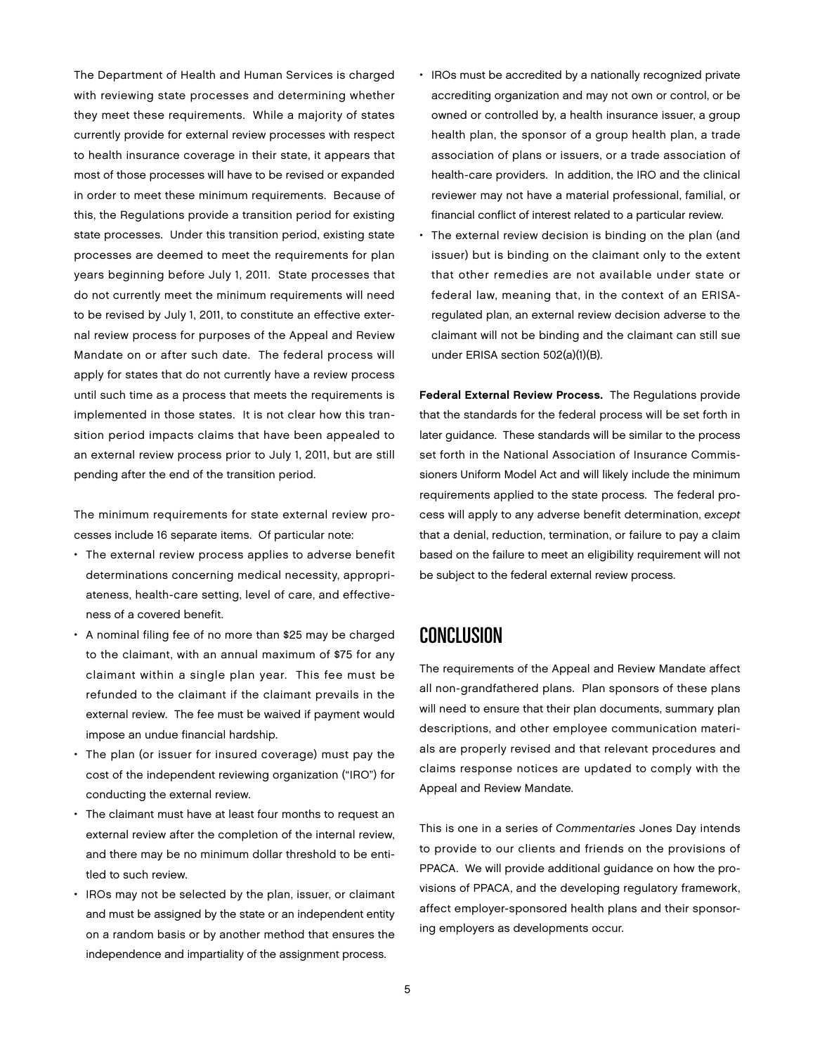The Department of Health and Human Services is charged with reviewing state processes and determining whether they meet these requirements. While a majority of states currently provide for external review processes with respect to health insurance coverage in their state, it appears that most of those processes will have to be revised or expanded in order to meet these minimum requirements. Because of this, the Regulations provide a transition period for existing state processes. Under this transition period, existing state processes are deemed to meet the requirements for plan years beginning before July 1, 2011. State processes that do not currently meet the minimum requirements will need to be revised by July 1, 2011, to constitute an effective external review process for purposes of the Appeal and Review Mandate on or after such date. The federal process will apply for states that do not currently have a review process until such time as a process that meets the requirements is implemented in those states. It is not clear how this transition period impacts claims that have been appealed to an external review process prior to July 1, 2011, but are still pending after the end of the transition period.

The minimum requirements for state external review processes include 16 separate items. Of particular note:

- The external review process applies to adverse benefit determinations concerning medical necessity, appropriateness, health-care setting, level of care, and effectiveness of a covered benefit.
- A nominal filing fee of no more than $25 may be charged to the claimant, with an annual maximum of $75 for any claimant within a single plan year. This fee must be refunded to the claimant if the claimant prevails in the external review. The fee must be waived if payment would impose an undue financial hardship.
- The plan (or issuer for insured coverage) must pay the cost of the independent reviewing organization ("IRO") for conducting the external review.
- The claimant must have at least four months to request an external review after the completion of the internal review, and there may be no minimum dollar threshold to be entitled to such review.
- IROs may not be selected by the plan, issuer, or claimant and must be assigned by the state or an independent entity on a random basis or by another method that ensures the independence and impartiality of the assignment process.
- IROs must be accredited by a nationally recognized private accrediting organization and may not own or control, or be owned or controlled by, a health insurance issuer, a group health plan, the sponsor of a group health plan, a trade association of plans or issuers, or a trade association of health-care providers. In addition, the IRO and the clinical reviewer may not have a material professional, familial, or financial conflict of interest related to a particular review.
- The external review decision is binding on the plan (and issuer) but is binding on the claimant only to the extent that other remedies are not available under state or federal law, meaning that, in the context of an ERISA-regulated plan, an external review decision adverse to the claimant will not be binding and the claimant can still sue under ERISA section 502(a)(1)(B).

**Federal External Review Process.** The Regulations provide that the standards for the federal process will be set forth in later guidance. These standards will be similar to the process set forth in the National Association of Insurance Commissioners Uniform Model Act and will likely include the minimum requirements applied to the state process. The federal process will apply to any adverse benefit determination, *except* that a denial, reduction, termination, or failure to pay a claim based on the failure to meet an eligibility requirement will not be subject to the federal external review process.

## CONCLUSION

The requirements of the Appeal and Review Mandate affect all non-grandfathered plans. Plan sponsors of these plans will need to ensure that their plan documents, summary plan descriptions, and other employee communication materials are properly revised and that relevant procedures and claims response notices are updated to comply with the Appeal and Review Mandate.

This is one in a series of *Commentaries* Jones Day intends to provide to our clients and friends on the provisions of PPACA. We will provide additional guidance on how the provisions of PPACA, and the developing regulatory framework, affect employer-sponsored health plans and their sponsoring employers as developments occur.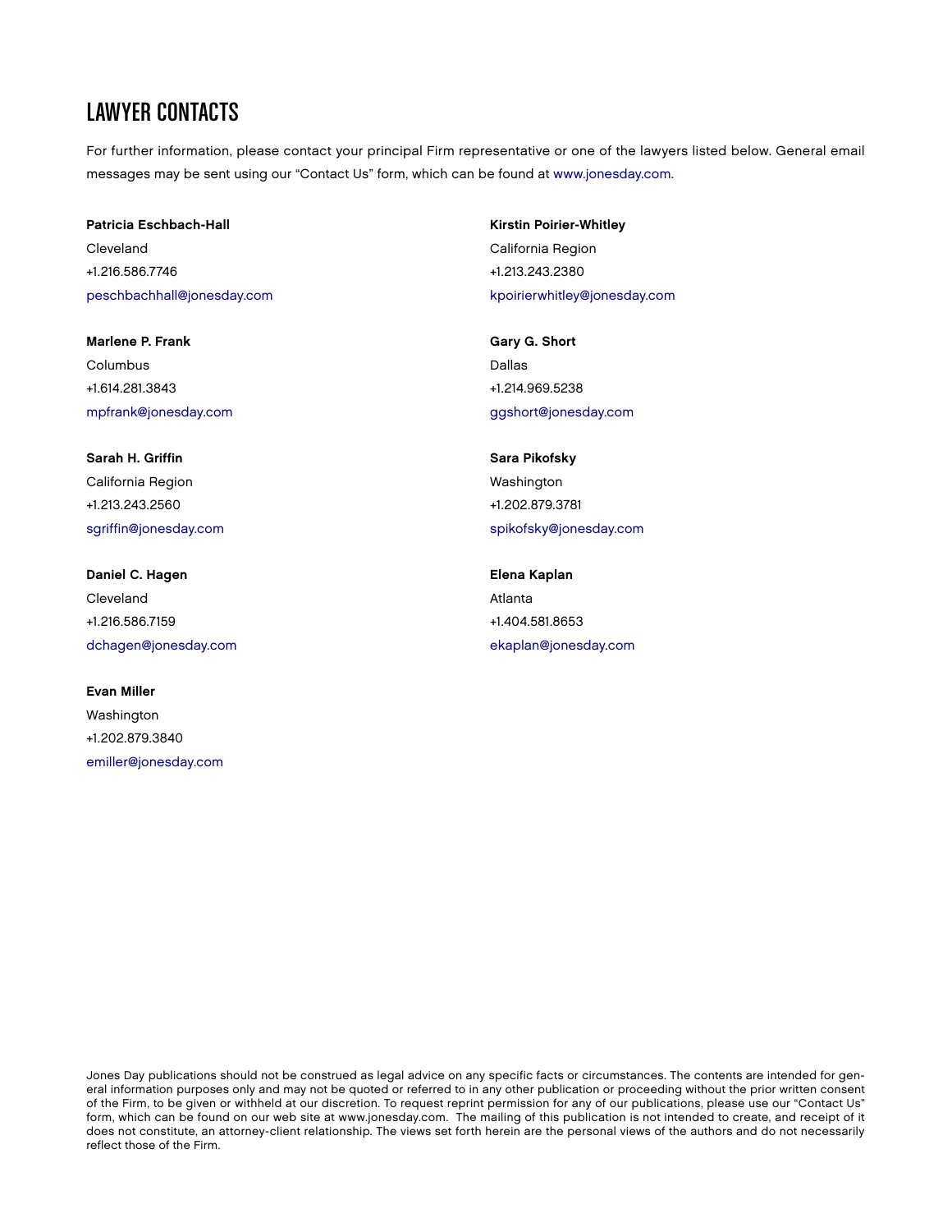## LAWYER CONTACTS

For further information, please contact your principal Firm representative or one of the lawyers listed below. General email messages may be sent using our "Contact Us" form, which can be found at www.jonesday.com.

**Patricia Eschbach-Hall**
Cleveland
+1.216.586.7746
peschbachhall@jonesday.com

**Marlene P. Frank**
Columbus
+1.614.281.3843
mpfrank@jonesday.com

**Sarah H. Griffin**
California Region
+1.213.243.2560
sgriffin@jonesday.com

**Daniel C. Hagen**
Cleveland
+1.216.586.7159
dchagen@jonesday.com

**Evan Miller**
Washington
+1.202.879.3840
emiller@jonesday.com

**Kirstin Poirier-Whitley**
California Region
+1.213.243.2380
kpoirierwhitley@jonesday.com

**Gary G. Short**
Dallas
+1.214.969.5238
ggshort@jonesday.com

**Sara Pikofsky**
Washington
+1.202.879.3781
spikofsky@jonesday.com

**Elena Kaplan**
Atlanta
+1.404.581.8653
ekaplan@jonesday.com

Jones Day publications should not be construed as legal advice on any specific facts or circumstances. The contents are intended for general information purposes only and may not be quoted or referred to in any other publication or proceeding without the prior written consent of the Firm, to be given or withheld at our discretion. To request reprint permission for any of our publications, please use our "Contact Us" form, which can be found on our web site at www.jonesday.com. The mailing of this publication is not intended to create, and receipt of it does not constitute, an attorney-client relationship. The views set forth herein are the personal views of the authors and do not necessarily reflect those of the Firm.